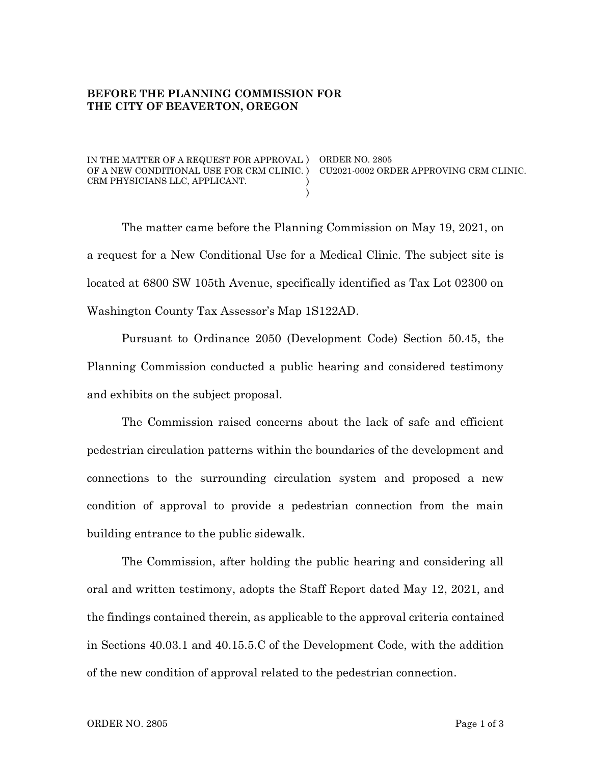**BEFORE THE PLANNING COMMISSION FOR THE CITY OF BEAVERTON, OREGON**

| | |
|---|---|
| IN THE MATTER OF A REQUEST FOR APPROVAL OF A NEW CONDITIONAL USE FOR CRM CLINIC. CRM PHYSICIANS LLC, APPLICANT. | ORDER NO. 2805<br>CU2021-0002 ORDER APPROVING CRM CLINIC. |

The matter came before the Planning Commission on May 19, 2021, on a request for a New Conditional Use for a Medical Clinic. The subject site is located at 6800 SW 105th Avenue, specifically identified as Tax Lot 02300 on Washington County Tax Assessor's Map 1S122AD.

Pursuant to Ordinance 2050 (Development Code) Section 50.45, the Planning Commission conducted a public hearing and considered testimony and exhibits on the subject proposal.

The Commission raised concerns about the lack of safe and efficient pedestrian circulation patterns within the boundaries of the development and connections to the surrounding circulation system and proposed a new condition of approval to provide a pedestrian connection from the main building entrance to the public sidewalk.

The Commission, after holding the public hearing and considering all oral and written testimony, adopts the Staff Report dated May 12, 2021, and the findings contained therein, as applicable to the approval criteria contained in Sections 40.03.1 and 40.15.5.C of the Development Code, with the addition of the new condition of approval related to the pedestrian connection.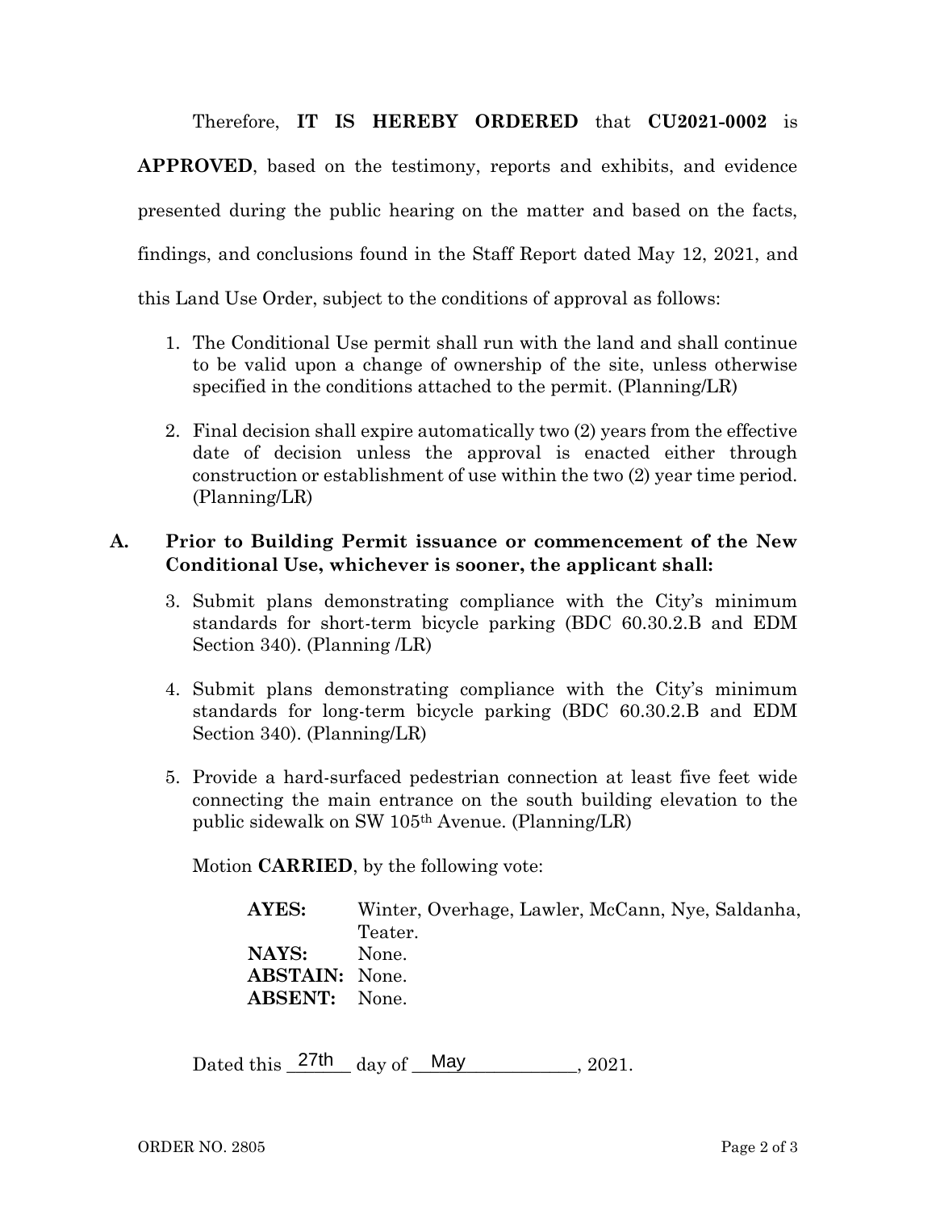Therefore, **IT IS HEREBY ORDERED** that **CU2021-0002** is **APPROVED**, based on the testimony, reports and exhibits, and evidence presented during the public hearing on the matter and based on the facts, findings, and conclusions found in the Staff Report dated May 12, 2021, and this Land Use Order, subject to the conditions of approval as follows:

1. The Conditional Use permit shall run with the land and shall continue to be valid upon a change of ownership of the site, unless otherwise specified in the conditions attached to the permit. (Planning/LR)

2. Final decision shall expire automatically two (2) years from the effective date of decision unless the approval is enacted either through construction or establishment of use within the two (2) year time period. (Planning/LR)

**A. Prior to Building Permit issuance or commencement of the New Conditional Use, whichever is sooner, the applicant shall:**

3. Submit plans demonstrating compliance with the City's minimum standards for short-term bicycle parking (BDC 60.30.2.B and EDM Section 340). (Planning /LR)

4. Submit plans demonstrating compliance with the City's minimum standards for long-term bicycle parking (BDC 60.30.2.B and EDM Section 340). (Planning/LR)

5. Provide a hard-surfaced pedestrian connection at least five feet wide connecting the main entrance on the south building elevation to the public sidewalk on SW 105th Avenue. (Planning/LR)

Motion **CARRIED**, by the following vote:

**AYES:** Winter, Overhage, Lawler, McCann, Nye, Saldanha, Teater.
**NAYS:** None.
**ABSTAIN:** None.
**ABSENT:** None.

Dated this 27th day of May, 2021.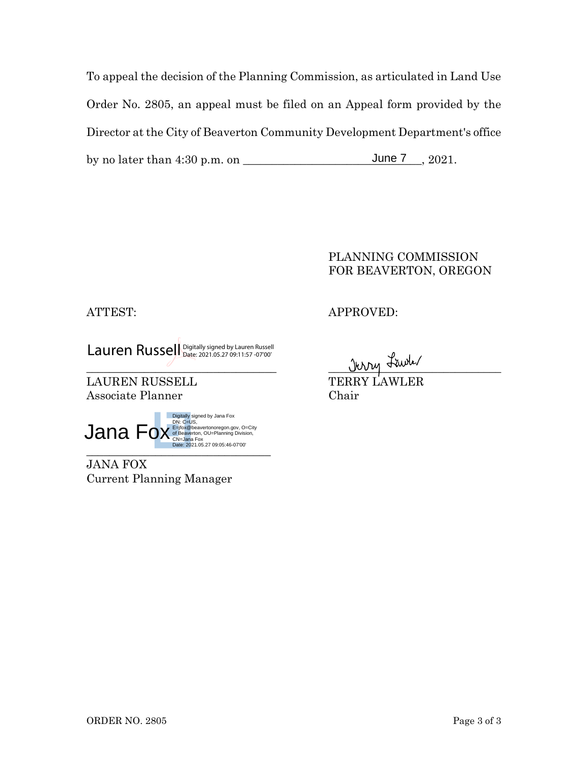To appeal the decision of the Planning Commission, as articulated in Land Use Order No. 2805, an appeal must be filed on an Appeal form provided by the Director at the City of Beaverton Community Development Department's office by no later than 4:30 p.m. on June 7, 2021.

PLANNING COMMISSION
FOR BEAVERTON, OREGON

ATTEST:

Lauren Russell Digitally signed by Lauren Russell Date: 2021.05.27 09:11:57 -07'00'

LAUREN RUSSELL
Associate Planner

Jana Fox Digitally signed by Jana Fox DN: C=US, E=jfox@beavertonoregon.gov, O=City of Beaverton, OU=Planning Division, CN=Jana Fox Date: 2021.05.27 09:05:46-07'00'

JANA FOX
Current Planning Manager

APPROVED:

Terry Lawler

TERRY LAWLER
Chair